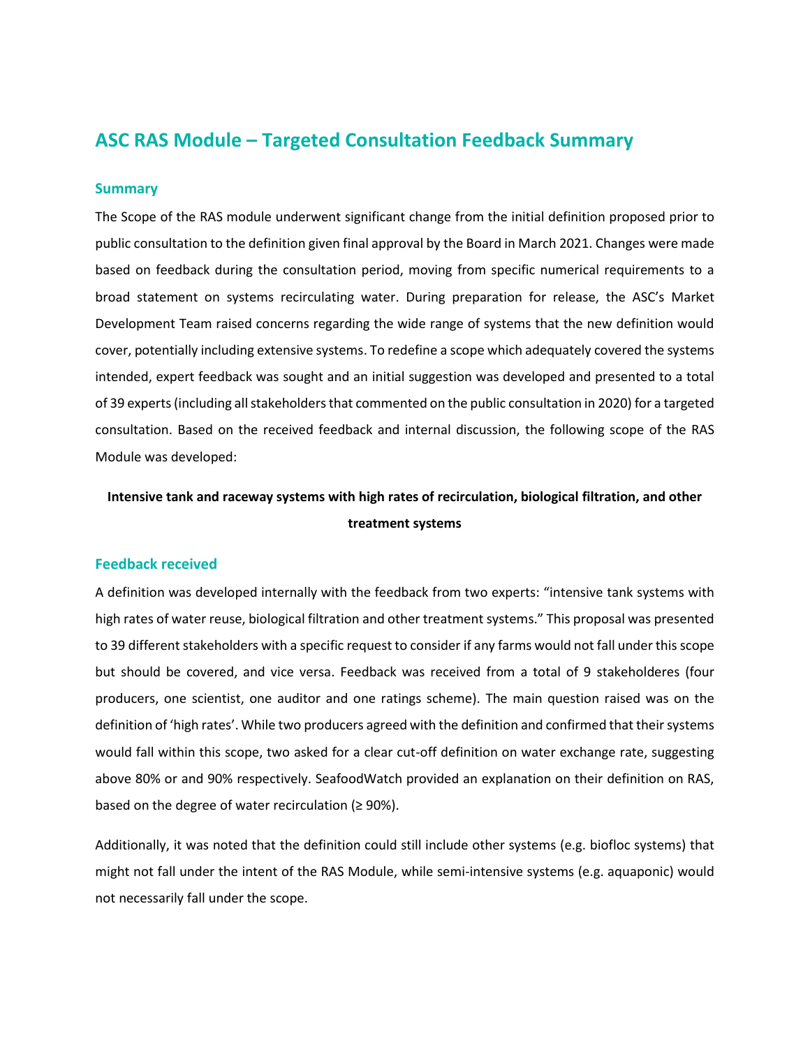# ASC RAS Module – Targeted Consultation Feedback Summary

## Summary

The Scope of the RAS module underwent significant change from the initial definition proposed prior to public consultation to the definition given final approval by the Board in March 2021. Changes were made based on feedback during the consultation period, moving from specific numerical requirements to a broad statement on systems recirculating water. During preparation for release, the ASC's Market Development Team raised concerns regarding the wide range of systems that the new definition would cover, potentially including extensive systems. To redefine a scope which adequately covered the systems intended, expert feedback was sought and an initial suggestion was developed and presented to a total of 39 experts (including all stakeholders that commented on the public consultation in 2020) for a targeted consultation. Based on the received feedback and internal discussion, the following scope of the RAS Module was developed:

**Intensive tank and raceway systems with high rates of recirculation, biological filtration, and other treatment systems**

## Feedback received

A definition was developed internally with the feedback from two experts: "intensive tank systems with high rates of water reuse, biological filtration and other treatment systems." This proposal was presented to 39 different stakeholders with a specific request to consider if any farms would not fall under this scope but should be covered, and vice versa. Feedback was received from a total of 9 stakeholderes (four producers, one scientist, one auditor and one ratings scheme). The main question raised was on the definition of 'high rates'. While two producers agreed with the definition and confirmed that their systems would fall within this scope, two asked for a clear cut-off definition on water exchange rate, suggesting above 80% or and 90% respectively. SeafoodWatch provided an explanation on their definition on RAS, based on the degree of water recirculation (≥ 90%).

Additionally, it was noted that the definition could still include other systems (e.g. biofloc systems) that might not fall under the intent of the RAS Module, while semi-intensive systems (e.g. aquaponic) would not necessarily fall under the scope.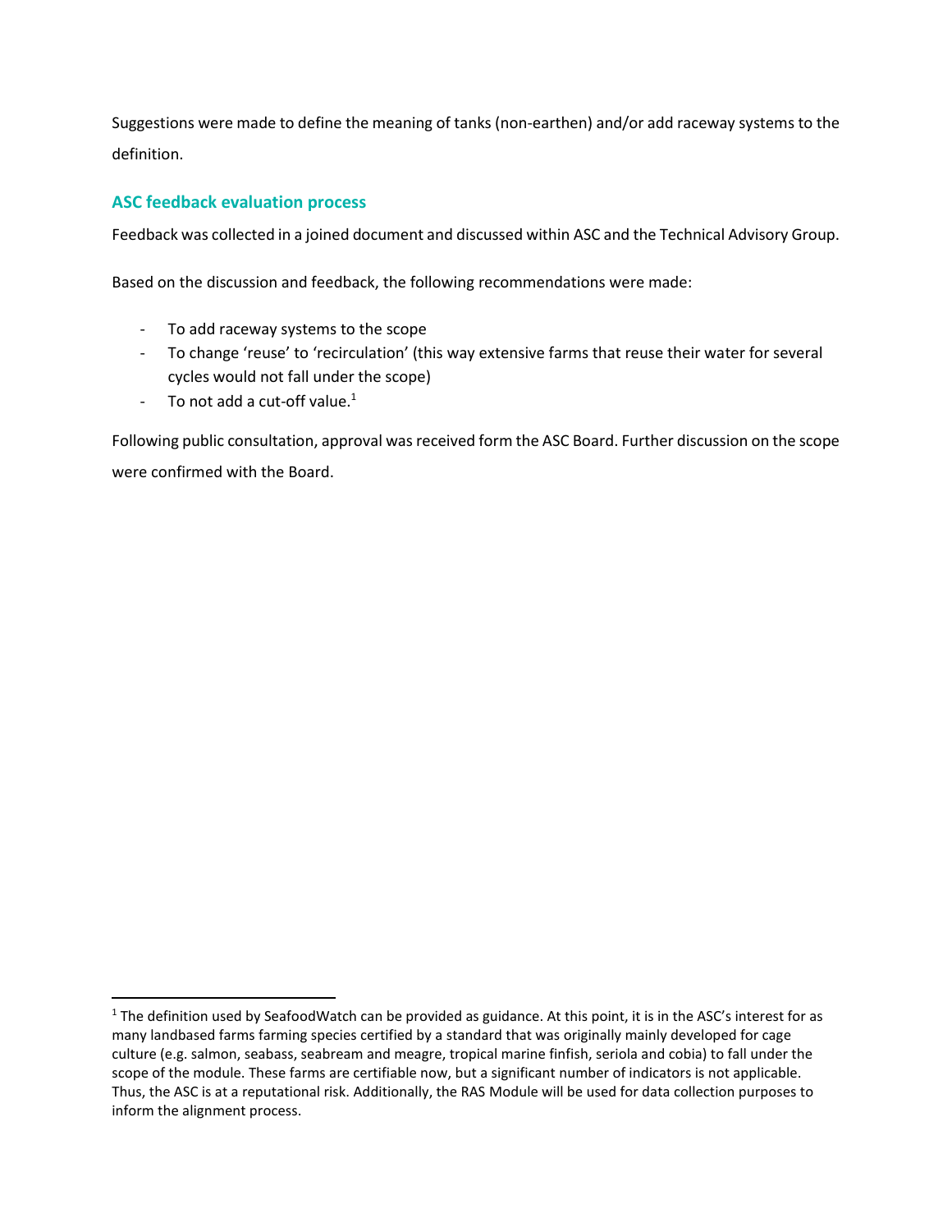Suggestions were made to define the meaning of tanks (non-earthen) and/or add raceway systems to the definition.

### ASC feedback evaluation process

Feedback was collected in a joined document and discussed within ASC and the Technical Advisory Group.

Based on the discussion and feedback, the following recommendations were made:

- To add raceway systems to the scope
- To change 'reuse' to 'recirculation' (this way extensive farms that reuse their water for several cycles would not fall under the scope)
- To not add a cut-off value.[1]

Following public consultation, approval was received form the ASC Board. Further discussion on the scope were confirmed with the Board.

---

[1] The definition used by SeafoodWatch can be provided as guidance. At this point, it is in the ASC's interest for as many landbased farms farming species certified by a standard that was originally mainly developed for cage culture (e.g. salmon, seabass, seabream and meagre, tropical marine finfish, seriola and cobia) to fall under the scope of the module. These farms are certifiable now, but a significant number of indicators is not applicable. Thus, the ASC is at a reputational risk. Additionally, the RAS Module will be used for data collection purposes to inform the alignment process.